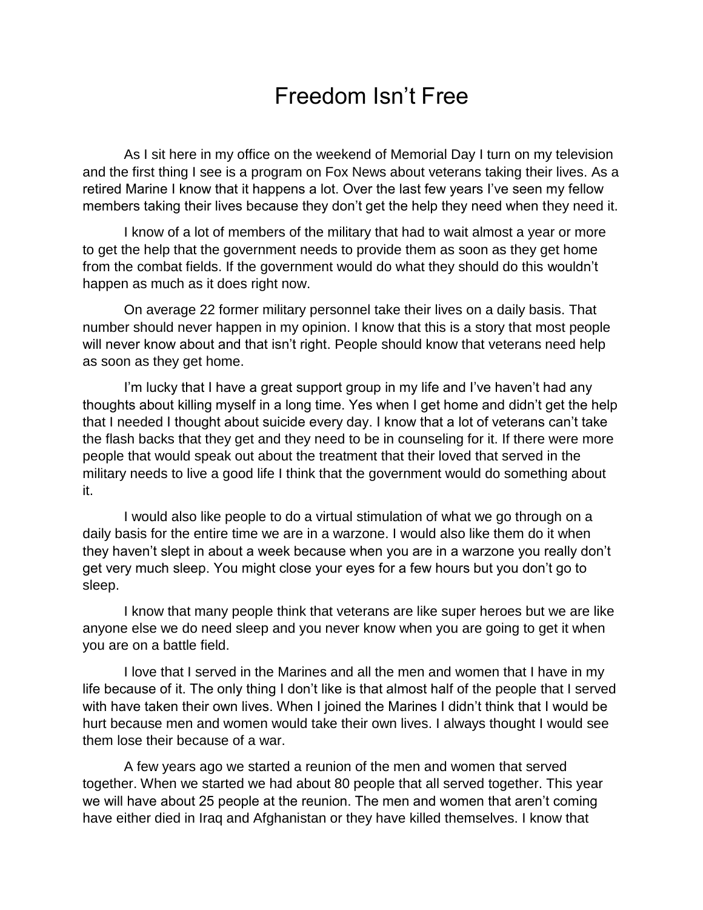# Freedom Isn't Free

As I sit here in my office on the weekend of Memorial Day I turn on my television and the first thing I see is a program on Fox News about veterans taking their lives. As a retired Marine I know that it happens a lot. Over the last few years I've seen my fellow members taking their lives because they don't get the help they need when they need it.

I know of a lot of members of the military that had to wait almost a year or more to get the help that the government needs to provide them as soon as they get home from the combat fields. If the government would do what they should do this wouldn't happen as much as it does right now.

On average 22 former military personnel take their lives on a daily basis. That number should never happen in my opinion. I know that this is a story that most people will never know about and that isn't right. People should know that veterans need help as soon as they get home.

I'm lucky that I have a great support group in my life and I've haven't had any thoughts about killing myself in a long time. Yes when I get home and didn't get the help that I needed I thought about suicide every day. I know that a lot of veterans can't take the flash backs that they get and they need to be in counseling for it. If there were more people that would speak out about the treatment that their loved that served in the military needs to live a good life I think that the government would do something about it.

I would also like people to do a virtual stimulation of what we go through on a daily basis for the entire time we are in a warzone. I would also like them do it when they haven't slept in about a week because when you are in a warzone you really don't get very much sleep. You might close your eyes for a few hours but you don't go to sleep.

I know that many people think that veterans are like super heroes but we are like anyone else we do need sleep and you never know when you are going to get it when you are on a battle field.

I love that I served in the Marines and all the men and women that I have in my life because of it. The only thing I don't like is that almost half of the people that I served with have taken their own lives. When I joined the Marines I didn't think that I would be hurt because men and women would take their own lives. I always thought I would see them lose their because of a war.

A few years ago we started a reunion of the men and women that served together. When we started we had about 80 people that all served together. This year we will have about 25 people at the reunion. The men and women that aren't coming have either died in Iraq and Afghanistan or they have killed themselves. I know that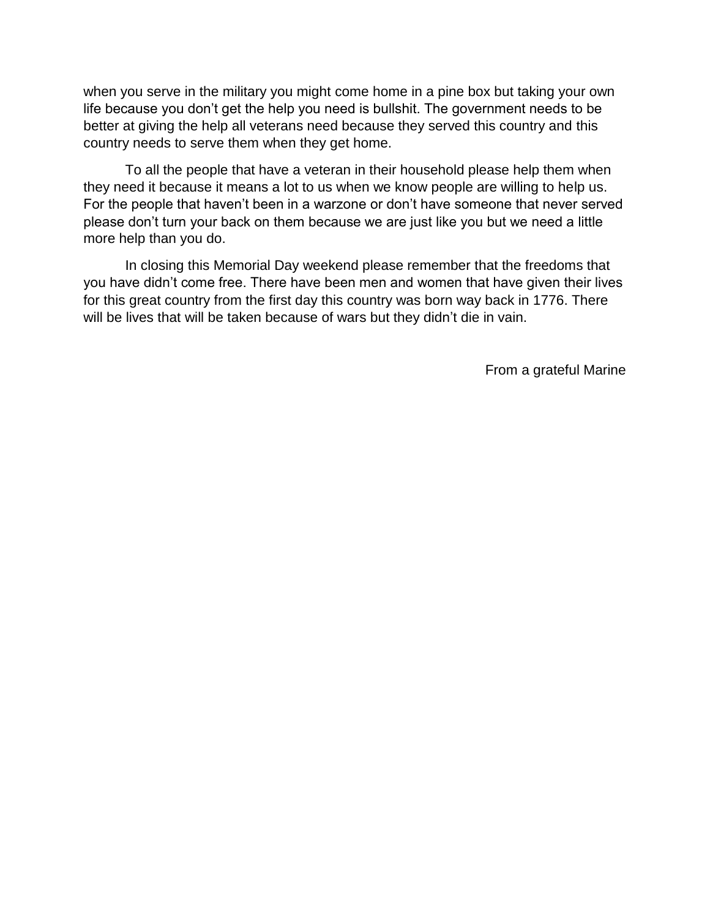when you serve in the military you might come home in a pine box but taking your own life because you don't get the help you need is bullshit. The government needs to be better at giving the help all veterans need because they served this country and this country needs to serve them when they get home.

To all the people that have a veteran in their household please help them when they need it because it means a lot to us when we know people are willing to help us. For the people that haven't been in a warzone or don't have someone that never served please don't turn your back on them because we are just like you but we need a little more help than you do.

In closing this Memorial Day weekend please remember that the freedoms that you have didn't come free. There have been men and women that have given their lives for this great country from the first day this country was born way back in 1776. There will be lives that will be taken because of wars but they didn't die in vain.

From a grateful Marine